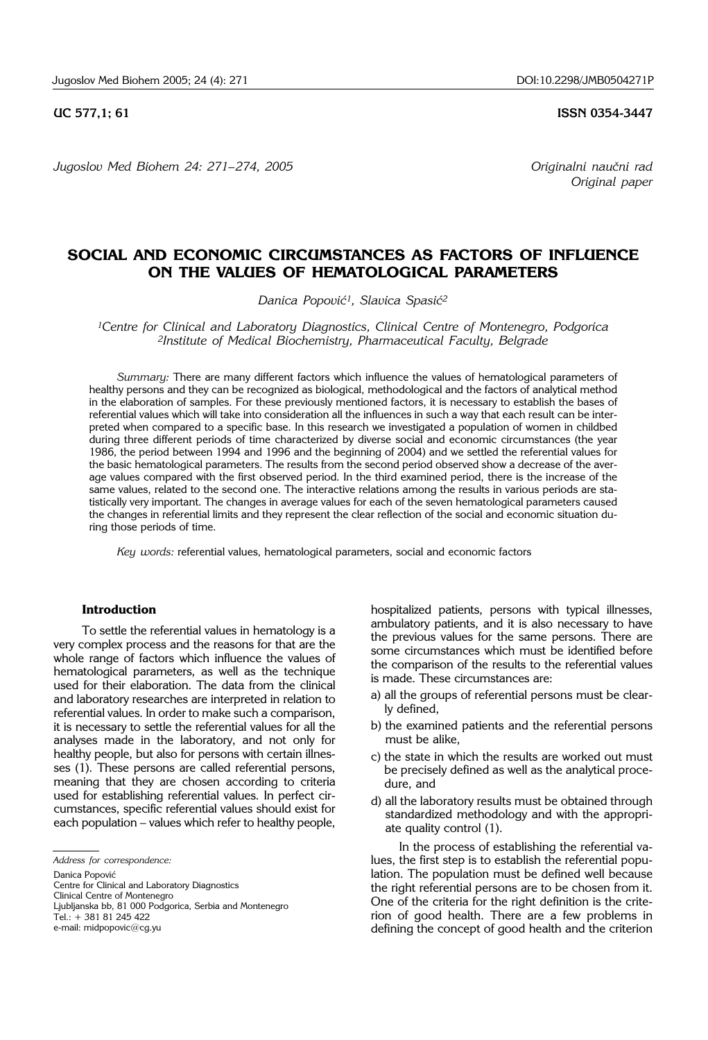UC 577,1; 61 **ISSN 0354-3447**

*Originalni naučni rad*
*Original paper*

# SOCIAL AND ECONOMIC CIRCUMSTANCES AS FACTORS OF INFLUENCE ON THE VALUES OF HEMATOLOGICAL PARAMETERS

*Danica Popović[1], Slavica Spasić[2]*

*[1]Centre for Clinical and Laboratory Diagnostics, Clinical Centre of Montenegro, Podgorica*
*[2]Institute of Medical Biochemistry, Pharmaceutical Faculty, Belgrade*

*Summary:* There are many different factors which influence the values of hematological parameters of healthy persons and they can be recognized as biological, methodological and the factors of analytical method in the elaboration of samples. For these previously mentioned factors, it is necessary to establish the bases of referential values which will take into consideration all the influences in such a way that each result can be interpreted when compared to a specific base. In this research we investigated a population of women in childbed during three different periods of time characterized by diverse social and economic circumstances (the year 1986, the period between 1994 and 1996 and the beginning of 2004) and we settled the referential values for the basic hematological parameters. The results from the second period observed show a decrease of the average values compared with the first observed period. In the third examined period, there is the increase of the same values, related to the second one. The interactive relations among the results in various periods are statistically very important. The changes in average values for each of the seven hematological parameters caused the changes in referential limits and they represent the clear reflection of the social and economic situation during those periods of time.

*Key words:* referential values, hematological parameters, social and economic factors

## Introduction

To settle the referential values in hematology is a very complex process and the reasons for that are the whole range of factors which influence the values of hematological parameters, as well as the technique used for their elaboration. The data from the clinical and laboratory researches are interpreted in relation to referential values. In order to make such a comparison, it is necessary to settle the referential values for all the analyses made in the laboratory, and not only for healthy people, but also for persons with certain illnesses (1). These persons are called referential persons, meaning that they are chosen according to criteria used for establishing referential values. In perfect circumstances, specific referential values should exist for each population – values which refer to healthy people, hospitalized patients, persons with typical illnesses, ambulatory patients, and it is also necessary to have the previous values for the same persons. There are some circumstances which must be identified before the comparison of the results to the referential values is made. These circumstances are:

a) all the groups of referential persons must be clearly defined,
b) the examined patients and the referential persons must be alike,
c) the state in which the results are worked out must be precisely defined as well as the analytical procedure, and
d) all the laboratory results must be obtained through standardized methodology and with the appropriate quality control (1).

In the process of establishing the referential values, the first step is to establish the referential population. The population must be defined well because the right referential persons are to be chosen from it. One of the criteria for the right definition is the criterion of good health. There are a few problems in defining the concept of good health and the criterion

*Address for correspondence:*

Danica Popović
Centre for Clinical and Laboratory Diagnostics
Clinical Centre of Montenegro
Ljubljanska bb, 81 000 Podgorica, Serbia and Montenegro
Tel.: + 381 81 245 422
e-mail: midpopovic@cg.yu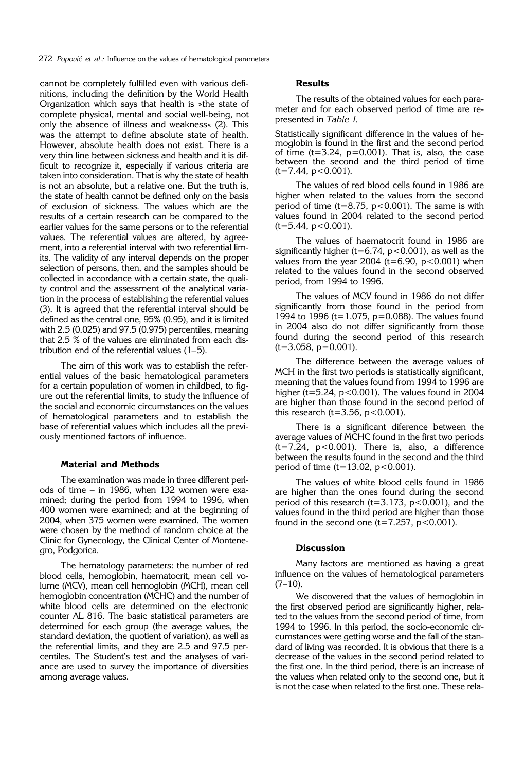cannot be completely fulfilled even with various definitions, including the definition by the World Health Organization which says that health is »the state of complete physical, mental and social well-being, not only the absence of illness and weakness« (2). This was the attempt to define absolute state of health. However, absolute health does not exist. There is a very thin line between sickness and health and it is difficult to recognize it, especially if various criteria are taken into consideration. That is why the state of health is not an absolute, but a relative one. But the truth is, the state of health cannot be defined only on the basis of exclusion of sickness. The values which are the results of a certain research can be compared to the earlier values for the same persons or to the referential values. The referential values are altered, by agreement, into a referential interval with two referential limits. The validity of any interval depends on the proper selection of persons, then, and the samples should be collected in accordance with a certain state, the quality control and the assessment of the analytical variation in the process of establishing the referential values (3). It is agreed that the referential interval should be defined as the central one, 95% (0.95), and it is limited with 2.5 (0.025) and 97.5 (0.975) percentiles, meaning that 2.5 % of the values are eliminated from each distribution end of the referential values (1–5).

The aim of this work was to establish the referential values of the basic hematological parameters for a certain population of women in childbed, to figure out the referential limits, to study the influence of the social and economic circumstances on the values of hematological parameters and to establish the base of referential values which includes all the previously mentioned factors of influence.

## Material and Methods

The examination was made in three different periods of time – in 1986, when 132 women were examined; during the period from 1994 to 1996, when 400 women were examined; and at the beginning of 2004, when 375 women were examined. The women were chosen by the method of random choice at the Clinic for Gynecology, the Clinical Center of Montenegro, Podgorica.

The hematology parameters: the number of red blood cells, hemoglobin, haematocrit, mean cell volume (MCV), mean cell hemoglobin (MCH), mean cell hemoglobin concentration (MCHC) and the number of white blood cells are determined on the electronic counter AL 816. The basic statistical parameters are determined for each group (the average values, the standard deviation, the quotient of variation), as well as the referential limits, and they are 2.5 and 97.5 percentiles. The Student's test and the analyses of variance are used to survey the importance of diversities among average values.

## Results

The results of the obtained values for each parameter and for each observed period of time are represented in *Table I*.

Statistically significant difference in the values of hemoglobin is found in the first and the second period of time ($t=3.24$, $p=0.001$). That is, also, the case between the second and the third period of time ($t=7.44$, $p<0.001$).

The values of red blood cells found in 1986 are higher when related to the values from the second period of time ($t=8.75$, $p<0.001$). The same is with values found in 2004 related to the second period ($t=5.44$, $p<0.001$).

The values of haematocrit found in 1986 are significantly higher ($t=6.74$, $p<0.001$), as well as the values from the year 2004 ($t=6.90$, $p<0.001$) when related to the values found in the second observed period, from 1994 to 1996.

The values of MCV found in 1986 do not differ significantly from those found in the period from 1994 to 1996 ($t=1.075$, $p=0.088$). The values found in 2004 also do not differ significantly from those found during the second period of this research ($t=3.058$, $p=0.001$).

The difference between the average values of MCH in the first two periods is statistically significant, meaning that the values found from 1994 to 1996 are higher ($t=5.24$, $p<0.001$). The values found in 2004 are higher than those found in the second period of this research ($t=3.56$, $p<0.001$).

There is a significant diference between the average values of MCHC found in the first two periods ($t=7.24$, $p<0.001$). There is, also, a difference between the results found in the second and the third period of time ($t=13.02$, $p<0.001$).

The values of white blood cells found in 1986 are higher than the ones found during the second period of this research ($t=3.173$, $p<0.001$), and the values found in the third period are higher than those found in the second one ($t=7.257$, $p<0.001$).

## Discussion

Many factors are mentioned as having a great influence on the values of hematological parameters (7–10).

We discovered that the values of hemoglobin in the first observed period are significantly higher, related to the values from the second period of time, from 1994 to 1996. In this period, the socio-economic circumstances were getting worse and the fall of the standard of living was recorded. It is obvious that there is a decrease of the values in the second period related to the first one. In the third period, there is an increase of the values when related only to the second one, but it is not the case when related to the first one. These rela-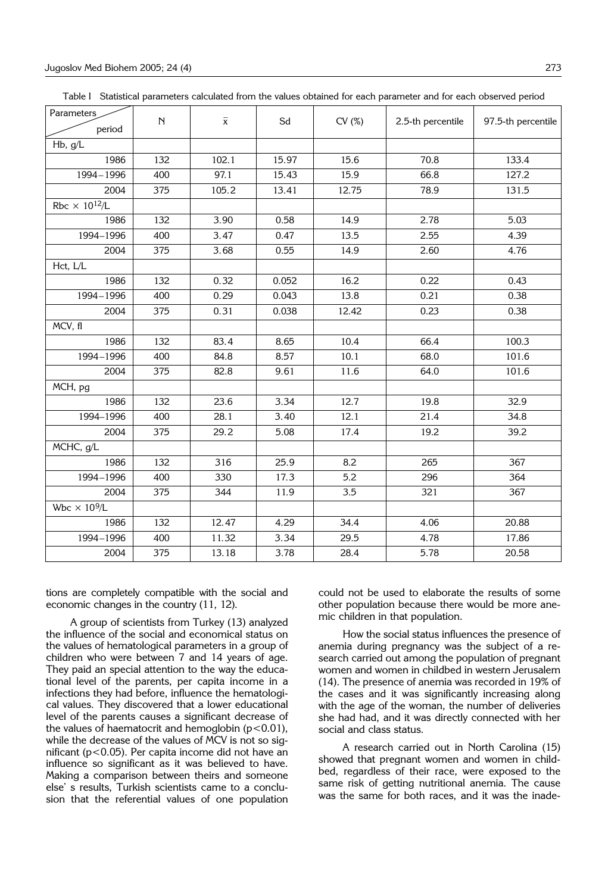Table I Statistical parameters calculated from the values obtained for each parameter and for each observed period

| Parameters / period | N | $\bar{x}$ | Sd | CV (%) | 2.5-th percentile | 97.5-th percentile |
|---|---|---|---|---|---|---|
| Hb, g/L | | | | | | |
| 1986 | 132 | 102.1 | 15.97 | 15.6 | 70.8 | 133.4 |
| 1994–1996 | 400 | 97.1 | 15.43 | 15.9 | 66.8 | 127.2 |
| 2004 | 375 | 105.2 | 13.41 | 12.75 | 78.9 | 131.5 |
| Rbc $\times 10^{12}$/L | | | | | | |
| 1986 | 132 | 3.90 | 0.58 | 14.9 | 2.78 | 5.03 |
| 1994–1996 | 400 | 3.47 | 0.47 | 13.5 | 2.55 | 4.39 |
| 2004 | 375 | 3.68 | 0.55 | 14.9 | 2.60 | 4.76 |
| Hct, L/L | | | | | | |
| 1986 | 132 | 0.32 | 0.052 | 16.2 | 0.22 | 0.43 |
| 1994–1996 | 400 | 0.29 | 0.043 | 13.8 | 0.21 | 0.38 |
| 2004 | 375 | 0.31 | 0.038 | 12.42 | 0.23 | 0.38 |
| MCV, fl | | | | | | |
| 1986 | 132 | 83.4 | 8.65 | 10.4 | 66.4 | 100.3 |
| 1994–1996 | 400 | 84.8 | 8.57 | 10.1 | 68.0 | 101.6 |
| 2004 | 375 | 82.8 | 9.61 | 11.6 | 64.0 | 101.6 |
| MCH, pg | | | | | | |
| 1986 | 132 | 23.6 | 3.34 | 12.7 | 19.8 | 32.9 |
| 1994–1996 | 400 | 28.1 | 3.40 | 12.1 | 21.4 | 34.8 |
| 2004 | 375 | 29.2 | 5.08 | 17.4 | 19.2 | 39.2 |
| MCHC, g/L | | | | | | |
| 1986 | 132 | 316 | 25.9 | 8.2 | 265 | 367 |
| 1994–1996 | 400 | 330 | 17.3 | 5.2 | 296 | 364 |
| 2004 | 375 | 344 | 11.9 | 3.5 | 321 | 367 |
| Wbc $\times 10^9$/L | | | | | | |
| 1986 | 132 | 12.47 | 4.29 | 34.4 | 4.06 | 20.88 |
| 1994–1996 | 400 | 11.32 | 3.34 | 29.5 | 4.78 | 17.86 |
| 2004 | 375 | 13.18 | 3.78 | 28.4 | 5.78 | 20.58 |

tions are completely compatible with the social and economic changes in the country (11, 12).

A group of scientists from Turkey (13) analyzed the influence of the social and economical status on the values of hematological parameters in a group of children who were between 7 and 14 years of age. They paid an special attention to the way the educational level of the parents, per capita income in a infections they had before, influence the hematological values. They discovered that a lower educational level of the parents causes a significant decrease of the values of haematocrit and hemoglobin ($p<0.01$), while the decrease of the values of MCV is not so significant ($p<0.05$). Per capita income did not have an influence so significant as it was believed to have. Making a comparison between theirs and someone else' s results, Turkish scientists came to a conclusion that the referential values of one population could not be used to elaborate the results of some other population because there would be more anemic children in that population.

How the social status influences the presence of anemia during pregnancy was the subject of a research carried out among the population of pregnant women and women in childbed in western Jerusalem (14). The presence of anemia was recorded in 19% of the cases and it was significantly increasing along with the age of the woman, the number of deliveries she had had, and it was directly connected with her social and class status.

A research carried out in North Carolina (15) showed that pregnant women and women in childbed, regardless of their race, were exposed to the same risk of getting nutritional anemia. The cause was the same for both races, and it was the inade-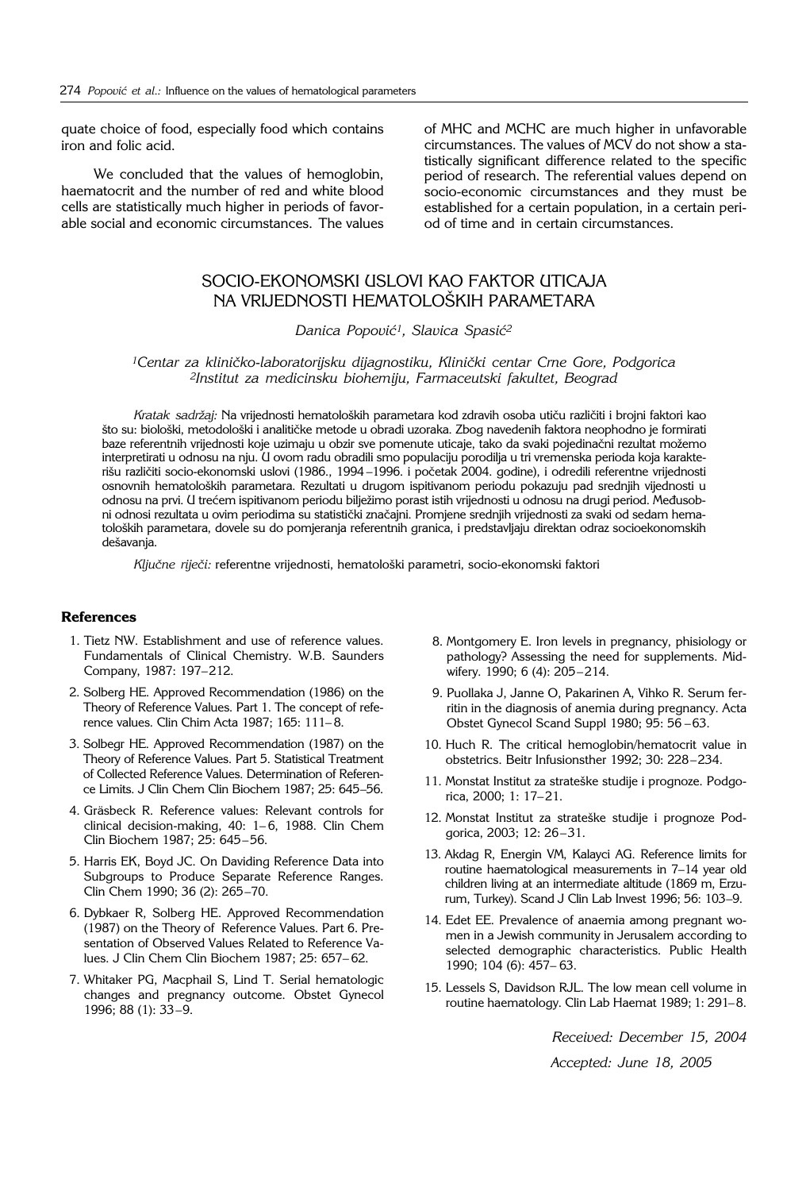quate choice of food, especially food which contains iron and folic acid.

We concluded that the values of hemoglobin, haematocrit and the number of red and white blood cells are statistically much higher in periods of favorable social and economic circumstances. The values of MHC and MCHC are much higher in unfavorable circumstances. The values of MCV do not show a statistically significant difference related to the specific period of research. The referential values depend on socio-economic circumstances and they must be established for a certain population, in a certain period of time and in certain circumstances.

## SOCIO-EKONOMSKI USLOVI KAO FAKTOR UTICAJA NA VRIJEDNOSTI HEMATOLOŠKIH PARAMETARA

*Danica Popović[1], Slavica Spasić[2]*

*[1]Centar za kliničko-laboratorijsku dijagnostiku, Klinički centar Crne Gore, Podgorica*
*[2]Institut za medicinsku biohemiju, Farmaceutski fakultet, Beograd*

*Kratak sadržaj:* Na vrijednosti hematoloških parametara kod zdravih osoba utiču različiti i brojni faktori kao što su: biološki, metodološki i analitičke metode u obradi uzoraka. Zbog navedenih faktora neophodno je formirati baze referentnih vrijednosti koje uzimaju u obzir sve pomenute uticaje, tako da svaki pojedinačni rezultat možemo interpretirati u odnosu na nju. U ovom radu obradili smo populaciju porodilja u tri vremenska perioda koja karakterišu različiti socio-ekonomski uslovi (1986., 1994 –1996. i početak 2004. godine), i odredili referentne vrijednosti osnovnih hematoloških parametara. Rezultati u drugom ispitivanom periodu pokazuju pad srednjih vijednosti u odnosu na prvi. U trećem ispitivanom periodu bilježimo porast istih vrijednosti u odnosu na drugi period. Međusobni odnosi rezultata u ovim periodima su statistički značajni. Promjene srednjih vrijednosti za svaki od sedam hematoloških parametara, dovele su do pomjeranja referentnih granica, i predstavljaju direktan odraz socioekonomskih dešavanja.

*Ključne riječi:* referentne vrijednosti, hematološki parametri, socio-ekonomski faktori

### References

1. Tietz NW. Establishment and use of reference values. Fundamentals of Clinical Chemistry. W.B. Saunders Company, 1987: 197–212.
2. Solberg HE. Approved Recommendation (1986) on the Theory of Reference Values. Part 1. The concept of reference values. Clin Chim Acta 1987; 165: 111– 8.
3. Solbegr HE. Approved Recommendation (1987) on the Theory of Reference Values. Part 5. Statistical Treatment of Collected Reference Values. Determination of Reference Limits. J Clin Chem Clin Biochem 1987; 25: 645–56.
4. Gräsbeck R. Reference values: Relevant controls for clinical decision-making, 40: 1– 6, 1988. Clin Chem Clin Biochem 1987; 25: 645 – 56.
5. Harris EK, Boyd JC. On Daviding Reference Data into Subgroups to Produce Separate Reference Ranges. Clin Chem 1990; 36 (2): 265 –70.
6. Dybkaer R, Solberg HE. Approved Recommendation (1987) on the Theory of Reference Values. Part 6. Presentation of Observed Values Related to Reference Values. J Clin Chem Clin Biochem 1987; 25: 657– 62.
7. Whitaker PG, Macphail S, Lind T. Serial hematologic changes and pregnancy outcome. Obstet Gynecol 1996; 88 (1): 33 – 9.
8. Montgomery E. Iron levels in pregnancy, phisiology or pathology? Assessing the need for supplements. Midwifery. 1990; 6 (4): 205 – 214.
9. Puollaka J, Janne O, Pakarinen A, Vihko R. Serum ferritin in the diagnosis of anemia during pregnancy. Acta Obstet Gynecol Scand Suppl 1980; 95: 56 – 63.
10. Huch R. The critical hemoglobin/hematocrit value in obstetrics. Beitr Infusionsther 1992; 30: 228 – 234.
11. Monstat Institut za strateške studije i prognoze. Podgorica, 2000; 1: 17– 21.
12. Monstat Institut za strateške studije i prognoze Podgorica, 2003; 12: 26 – 31.
13. Akdag R, Energin VM, Kalayci AG. Reference limits for routine haematological measurements in 7–14 year old children living at an intermediate altitude (1869 m, Erzurum, Turkey). Scand J Clin Lab Invest 1996; 56: 103 – 9.
14. Edet EE. Prevalence of anaemia among pregnant women in a Jewish community in Jerusalem according to selected demographic characteristics. Public Health 1990; 104 (6): 457– 63.
15. Lessels S, Davidson RJL. The low mean cell volume in routine haematology. Clin Lab Haemat 1989; 1: 291– 8.

*Received: December 15, 2004*

*Accepted: June 18, 2005*